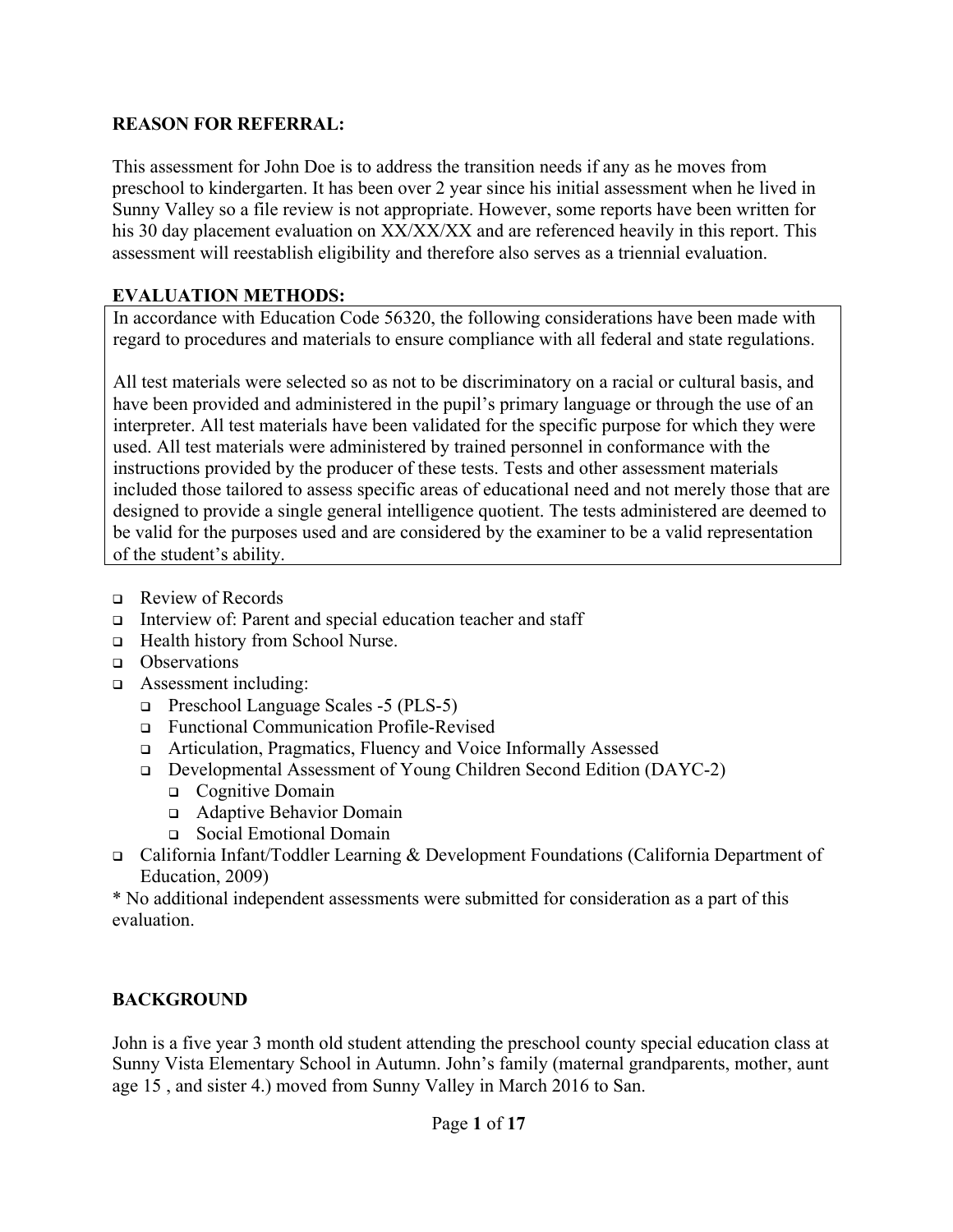**REASON FOR REFERRAL:**

This assessment for John Doe is to address the transition needs if any as he moves from preschool to kindergarten. It has been over 2 year since his initial assessment when he lived in Sunny Valley so a file review is not appropriate. However, some reports have been written for his 30 day placement evaluation on XX/XX/XX and are referenced heavily in this report. This assessment will reestablish eligibility and therefore also serves as a triennial evaluation.

**EVALUATION METHODS:**

In accordance with Education Code 56320, the following considerations have been made with regard to procedures and materials to ensure compliance with all federal and state regulations.

All test materials were selected so as not to be discriminatory on a racial or cultural basis, and have been provided and administered in the pupil's primary language or through the use of an interpreter. All test materials have been validated for the specific purpose for which they were used. All test materials were administered by trained personnel in conformance with the instructions provided by the producer of these tests. Tests and other assessment materials included those tailored to assess specific areas of educational need and not merely those that are designed to provide a single general intelligence quotient. The tests administered are deemed to be valid for the purposes used and are considered by the examiner to be a valid representation of the student's ability.

- Review of Records
- Interview of: Parent and special education teacher and staff
- Health history from School Nurse.
- Observations
- Assessment including:
  - Preschool Language Scales -5 (PLS-5)
  - Functional Communication Profile-Revised
  - Articulation, Pragmatics, Fluency and Voice Informally Assessed
  - Developmental Assessment of Young Children Second Edition (DAYC-2)
    - Cognitive Domain
    - Adaptive Behavior Domain
    - Social Emotional Domain
- California Infant/Toddler Learning & Development Foundations (California Department of Education, 2009)

* No additional independent assessments were submitted for consideration as a part of this evaluation.

**BACKGROUND**

John is a five year 3 month old student attending the preschool county special education class at Sunny Vista Elementary School in Autumn. John's family (maternal grandparents, mother, aunt age 15 , and sister 4.) moved from Sunny Valley in March 2016 to San.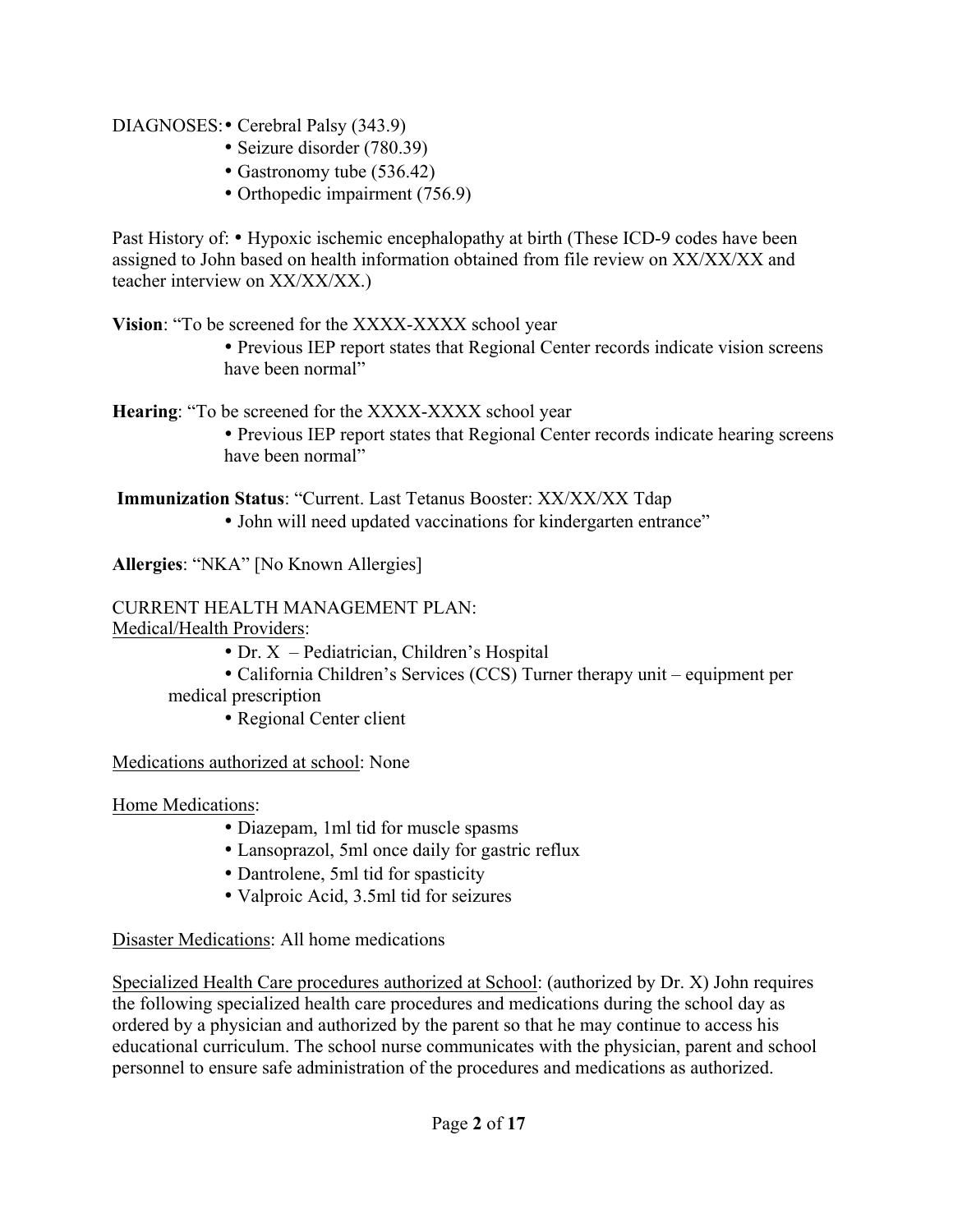DIAGNOSES:
- Cerebral Palsy (343.9)
- Seizure disorder (780.39)
- Gastronomy tube (536.42)
- Orthopedic impairment (756.9)

Past History of: • Hypoxic ischemic encephalopathy at birth (These ICD-9 codes have been assigned to John based on health information obtained from file review on XX/XX/XX and teacher interview on XX/XX/XX.)

**Vision**: "To be screened for the XXXX-XXXX school year

- Previous IEP report states that Regional Center records indicate vision screens have been normal"

**Hearing**: "To be screened for the XXXX-XXXX school year

- Previous IEP report states that Regional Center records indicate hearing screens have been normal"

**Immunization Status**: "Current. Last Tetanus Booster: XX/XX/XX Tdap

- John will need updated vaccinations for kindergarten entrance"

**Allergies**: "NKA" [No Known Allergies]

CURRENT HEALTH MANAGEMENT PLAN:

Medical/Health Providers:

- Dr. X – Pediatrician, Children's Hospital
- California Children's Services (CCS) Turner therapy unit – equipment per medical prescription
- Regional Center client

Medications authorized at school: None

Home Medications:

- Diazepam, 1ml tid for muscle spasms
- Lansoprazol, 5ml once daily for gastric reflux
- Dantrolene, 5ml tid for spasticity
- Valproic Acid, 3.5ml tid for seizures

Disaster Medications: All home medications

Specialized Health Care procedures authorized at School: (authorized by Dr. X) John requires the following specialized health care procedures and medications during the school day as ordered by a physician and authorized by the parent so that he may continue to access his educational curriculum. The school nurse communicates with the physician, parent and school personnel to ensure safe administration of the procedures and medications as authorized.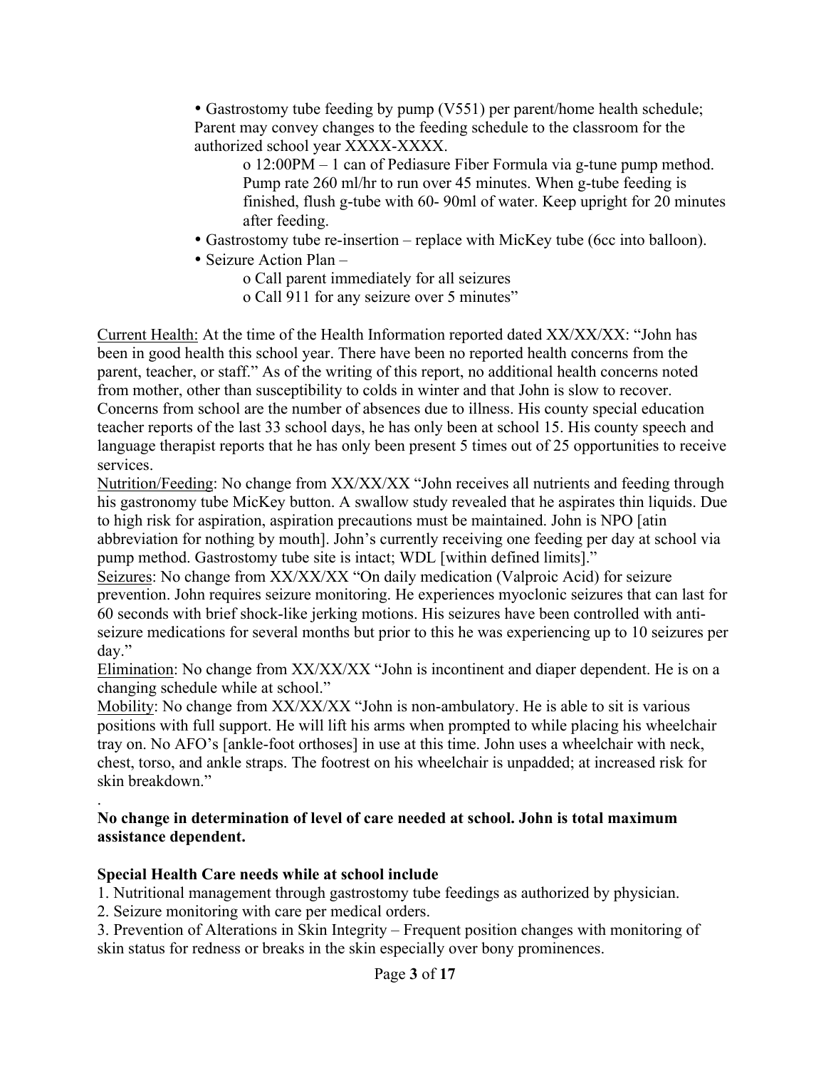- Gastrostomy tube feeding by pump (V551) per parent/home health schedule; Parent may convey changes to the feeding schedule to the classroom for the authorized school year XXXX-XXXX.
  - o 12:00PM – 1 can of Pediasure Fiber Formula via g-tune pump method. Pump rate 260 ml/hr to run over 45 minutes. When g-tube feeding is finished, flush g-tube with 60- 90ml of water. Keep upright for 20 minutes after feeding.
- Gastrostomy tube re-insertion – replace with MicKey tube (6cc into balloon).
- Seizure Action Plan –
  - o Call parent immediately for all seizures
  - o Call 911 for any seizure over 5 minutes"

<u>Current Health</u>: At the time of the Health Information reported dated XX/XX/XX: "John has been in good health this school year. There have been no reported health concerns from the parent, teacher, or staff." As of the writing of this report, no additional health concerns noted from mother, other than susceptibility to colds in winter and that John is slow to recover. Concerns from school are the number of absences due to illness. His county special education teacher reports of the last 33 school days, he has only been at school 15. His county speech and language therapist reports that he has only been present 5 times out of 25 opportunities to receive services.

<u>Nutrition/Feeding</u>: No change from XX/XX/XX "John receives all nutrients and feeding through his gastronomy tube MicKey button. A swallow study revealed that he aspirates thin liquids. Due to high risk for aspiration, aspiration precautions must be maintained. John is NPO [atin abbreviation for nothing by mouth]. John's currently receiving one feeding per day at school via pump method. Gastrostomy tube site is intact; WDL [within defined limits]."

<u>Seizures</u>: No change from XX/XX/XX "On daily medication (Valproic Acid) for seizure prevention. John requires seizure monitoring. He experiences myoclonic seizures that can last for 60 seconds with brief shock-like jerking motions. His seizures have been controlled with anti-seizure medications for several months but prior to this he was experiencing up to 10 seizures per day."

<u>Elimination</u>: No change from XX/XX/XX "John is incontinent and diaper dependent. He is on a changing schedule while at school."

<u>Mobility</u>: No change from XX/XX/XX "John is non-ambulatory. He is able to sit is various positions with full support. He will lift his arms when prompted to while placing his wheelchair tray on. No AFO's [ankle-foot orthoses] in use at this time. John uses a wheelchair with neck, chest, torso, and ankle straps. The footrest on his wheelchair is unpadded; at increased risk for skin breakdown."

.

**No change in determination of level of care needed at school. John is total maximum assistance dependent.**

**Special Health Care needs while at school include**

1. Nutritional management through gastrostomy tube feedings as authorized by physician.
2. Seizure monitoring with care per medical orders.
3. Prevention of Alterations in Skin Integrity – Frequent position changes with monitoring of skin status for redness or breaks in the skin especially over bony prominences.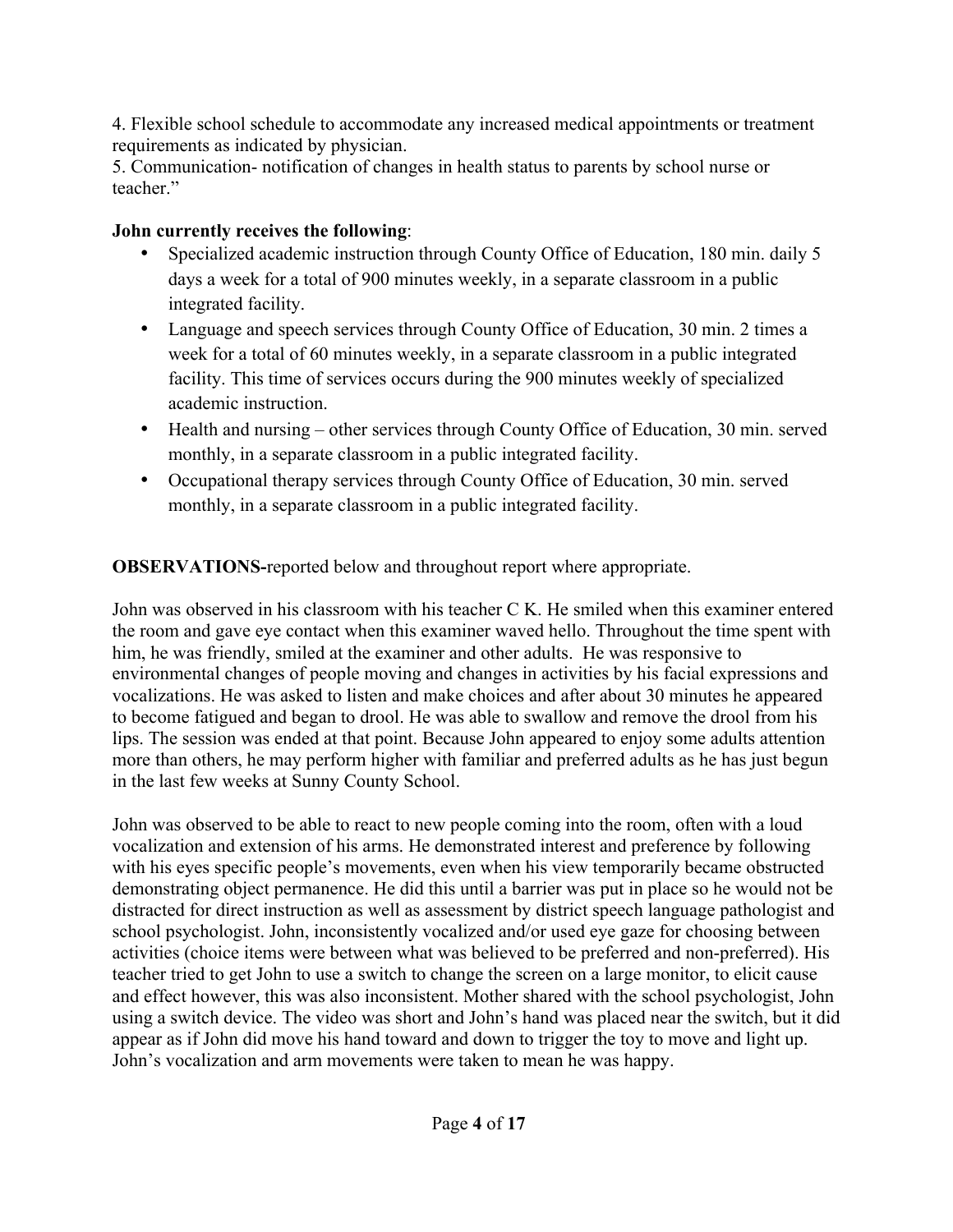4. Flexible school schedule to accommodate any increased medical appointments or treatment requirements as indicated by physician.
5. Communication- notification of changes in health status to parents by school nurse or teacher."

**John currently receives the following**:

- Specialized academic instruction through County Office of Education, 180 min. daily 5 days a week for a total of 900 minutes weekly, in a separate classroom in a public integrated facility.
- Language and speech services through County Office of Education, 30 min. 2 times a week for a total of 60 minutes weekly, in a separate classroom in a public integrated facility. This time of services occurs during the 900 minutes weekly of specialized academic instruction.
- Health and nursing – other services through County Office of Education, 30 min. served monthly, in a separate classroom in a public integrated facility.
- Occupational therapy services through County Office of Education, 30 min. served monthly, in a separate classroom in a public integrated facility.

**OBSERVATIONS-**reported below and throughout report where appropriate.

John was observed in his classroom with his teacher C K. He smiled when this examiner entered the room and gave eye contact when this examiner waved hello. Throughout the time spent with him, he was friendly, smiled at the examiner and other adults. He was responsive to environmental changes of people moving and changes in activities by his facial expressions and vocalizations. He was asked to listen and make choices and after about 30 minutes he appeared to become fatigued and began to drool. He was able to swallow and remove the drool from his lips. The session was ended at that point. Because John appeared to enjoy some adults attention more than others, he may perform higher with familiar and preferred adults as he has just begun in the last few weeks at Sunny County School.

John was observed to be able to react to new people coming into the room, often with a loud vocalization and extension of his arms. He demonstrated interest and preference by following with his eyes specific people's movements, even when his view temporarily became obstructed demonstrating object permanence. He did this until a barrier was put in place so he would not be distracted for direct instruction as well as assessment by district speech language pathologist and school psychologist. John, inconsistently vocalized and/or used eye gaze for choosing between activities (choice items were between what was believed to be preferred and non-preferred). His teacher tried to get John to use a switch to change the screen on a large monitor, to elicit cause and effect however, this was also inconsistent. Mother shared with the school psychologist, John using a switch device. The video was short and John's hand was placed near the switch, but it did appear as if John did move his hand toward and down to trigger the toy to move and light up. John's vocalization and arm movements were taken to mean he was happy.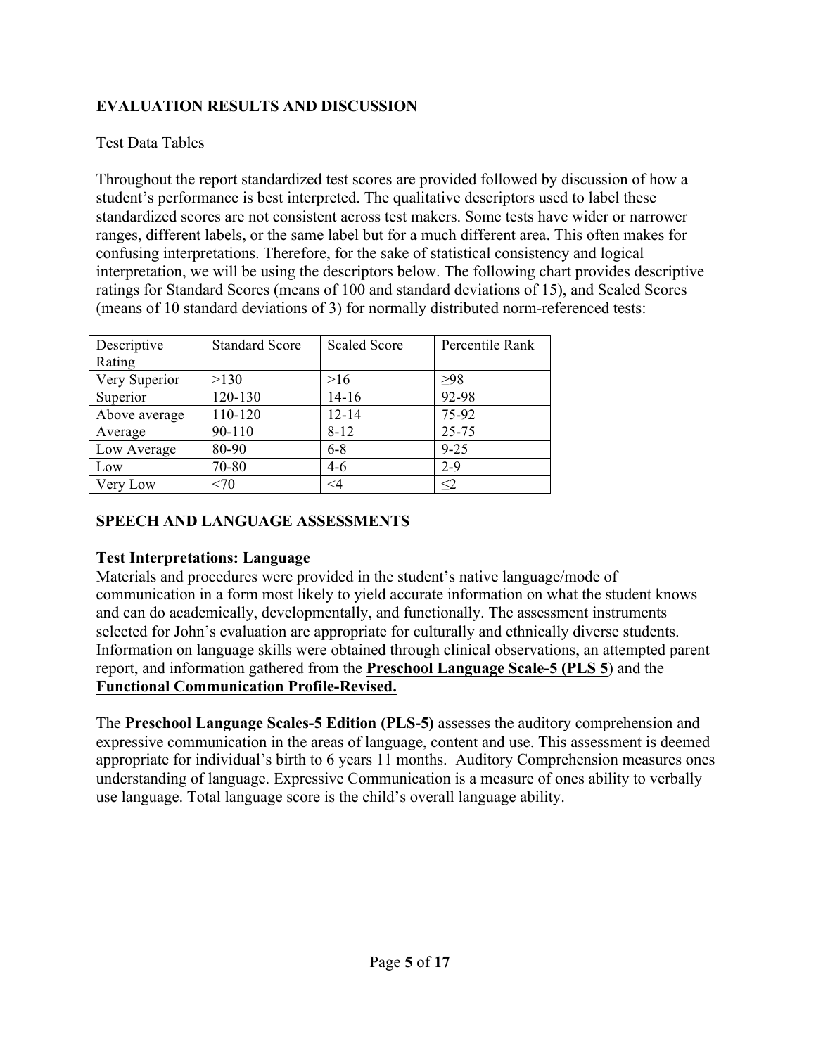**EVALUATION RESULTS AND DISCUSSION**

Test Data Tables

Throughout the report standardized test scores are provided followed by discussion of how a student's performance is best interpreted. The qualitative descriptors used to label these standardized scores are not consistent across test makers. Some tests have wider or narrower ranges, different labels, or the same label but for a much different area. This often makes for confusing interpretations. Therefore, for the sake of statistical consistency and logical interpretation, we will be using the descriptors below. The following chart provides descriptive ratings for Standard Scores (means of 100 and standard deviations of 15), and Scaled Scores (means of 10 standard deviations of 3) for normally distributed norm-referenced tests:

| Descriptive Rating | Standard Score | Scaled Score | Percentile Rank |
|---|---|---|---|
| Very Superior | >130 | >16 | ≥98 |
| Superior | 120-130 | 14-16 | 92-98 |
| Above average | 110-120 | 12-14 | 75-92 |
| Average | 90-110 | 8-12 | 25-75 |
| Low Average | 80-90 | 6-8 | 9-25 |
| Low | 70-80 | 4-6 | 2-9 |
| Very Low | <70 | <4 | ≤2 |

**SPEECH AND LANGUAGE ASSESSMENTS**

**Test Interpretations: Language**

Materials and procedures were provided in the student's native language/mode of communication in a form most likely to yield accurate information on what the student knows and can do academically, developmentally, and functionally. The assessment instruments selected for John's evaluation are appropriate for culturally and ethnically diverse students. Information on language skills were obtained through clinical observations, an attempted parent report, and information gathered from the **Preschool Language Scale-5 (PLS 5**) and the **Functional Communication Profile-Revised.**

The **Preschool Language Scales-5 Edition (PLS-5)** assesses the auditory comprehension and expressive communication in the areas of language, content and use. This assessment is deemed appropriate for individual's birth to 6 years 11 months. Auditory Comprehension measures ones understanding of language. Expressive Communication is a measure of ones ability to verbally use language. Total language score is the child's overall language ability.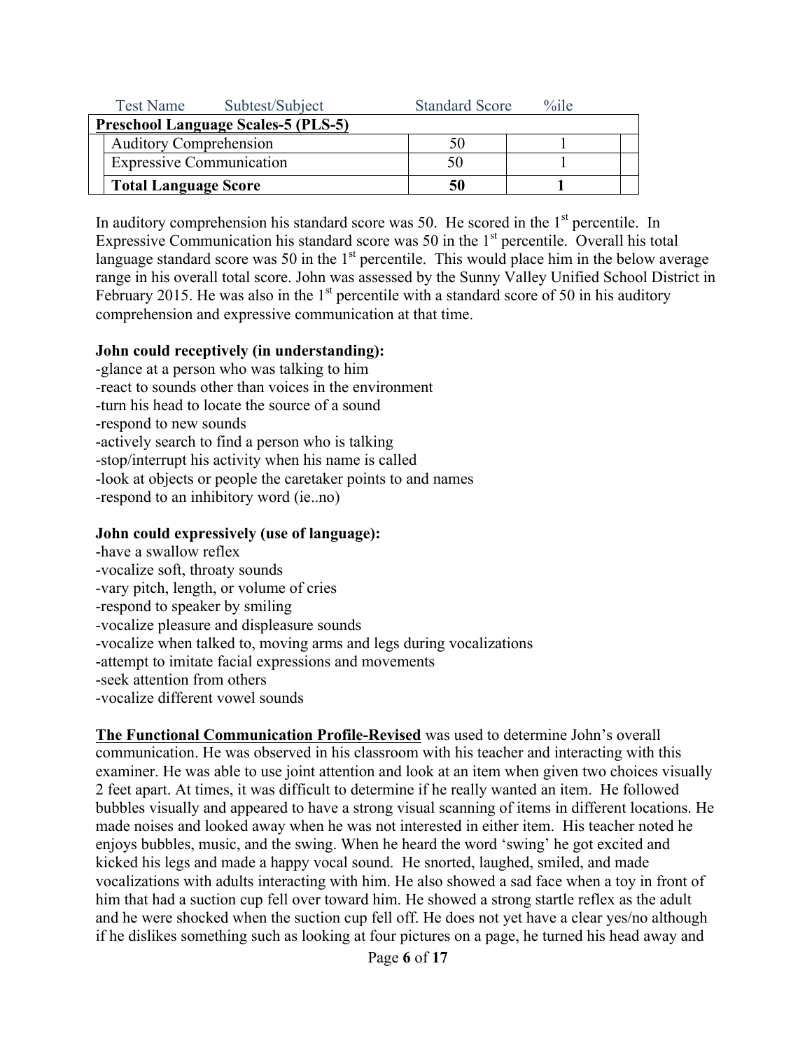| Test Name | Subtest/Subject | Standard Score | %ile | |
|---|---|---|---|---|
| **Preschool Language Scales-5 (PLS-5)** | | | | |
| | Auditory Comprehension | 50 | 1 | |
| | Expressive Communication | 50 | 1 | |
| | **Total Language Score** | **50** | **1** | |

In auditory comprehension his standard score was 50. He scored in the 1st percentile. In Expressive Communication his standard score was 50 in the 1st percentile. Overall his total language standard score was 50 in the 1st percentile. This would place him in the below average range in his overall total score. John was assessed by the Sunny Valley Unified School District in February 2015. He was also in the 1st percentile with a standard score of 50 in his auditory comprehension and expressive communication at that time.

**John could receptively (in understanding):**

-glance at a person who was talking to him
-react to sounds other than voices in the environment
-turn his head to locate the source of a sound
-respond to new sounds
-actively search to find a person who is talking
-stop/interrupt his activity when his name is called
-look at objects or people the caretaker points to and names
-respond to an inhibitory word (ie..no)

**John could expressively (use of language):**

-have a swallow reflex
-vocalize soft, throaty sounds
-vary pitch, length, or volume of cries
-respond to speaker by smiling
-vocalize pleasure and displeasure sounds
-vocalize when talked to, moving arms and legs during vocalizations
-attempt to imitate facial expressions and movements
-seek attention from others
-vocalize different vowel sounds

**<u>The Functional Communication Profile-Revised</u>** was used to determine John's overall communication. He was observed in his classroom with his teacher and interacting with this examiner. He was able to use joint attention and look at an item when given two choices visually 2 feet apart. At times, it was difficult to determine if he really wanted an item. He followed bubbles visually and appeared to have a strong visual scanning of items in different locations. He made noises and looked away when he was not interested in either item. His teacher noted he enjoys bubbles, music, and the swing. When he heard the word 'swing' he got excited and kicked his legs and made a happy vocal sound. He snorted, laughed, smiled, and made vocalizations with adults interacting with him. He also showed a sad face when a toy in front of him that had a suction cup fell over toward him. He showed a strong startle reflex as the adult and he were shocked when the suction cup fell off. He does not yet have a clear yes/no although if he dislikes something such as looking at four pictures on a page, he turned his head away and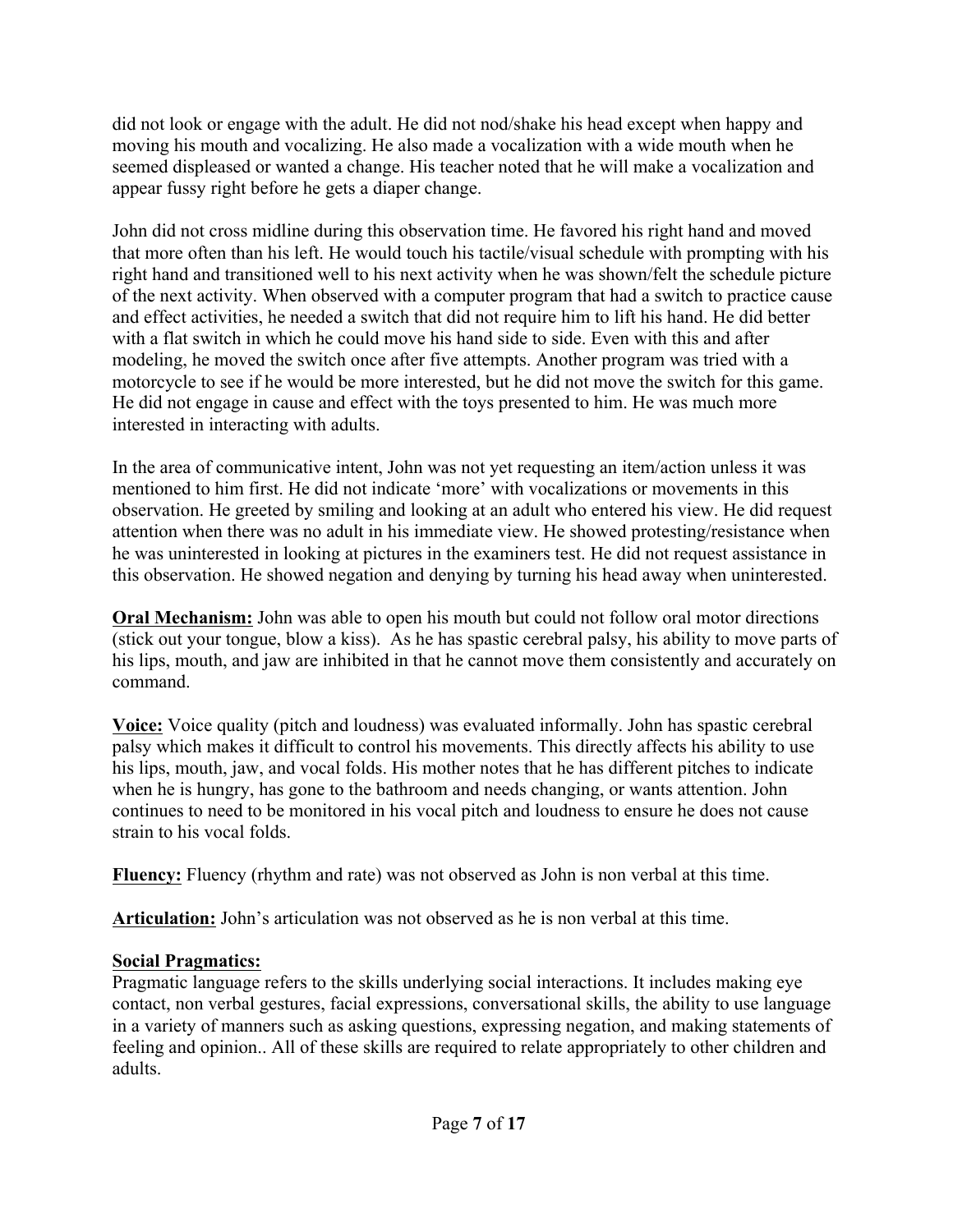did not look or engage with the adult. He did not nod/shake his head except when happy and moving his mouth and vocalizing. He also made a vocalization with a wide mouth when he seemed displeased or wanted a change. His teacher noted that he will make a vocalization and appear fussy right before he gets a diaper change.

John did not cross midline during this observation time. He favored his right hand and moved that more often than his left. He would touch his tactile/visual schedule with prompting with his right hand and transitioned well to his next activity when he was shown/felt the schedule picture of the next activity. When observed with a computer program that had a switch to practice cause and effect activities, he needed a switch that did not require him to lift his hand. He did better with a flat switch in which he could move his hand side to side. Even with this and after modeling, he moved the switch once after five attempts. Another program was tried with a motorcycle to see if he would be more interested, but he did not move the switch for this game. He did not engage in cause and effect with the toys presented to him. He was much more interested in interacting with adults.

In the area of communicative intent, John was not yet requesting an item/action unless it was mentioned to him first. He did not indicate 'more' with vocalizations or movements in this observation. He greeted by smiling and looking at an adult who entered his view. He did request attention when there was no adult in his immediate view. He showed protesting/resistance when he was uninterested in looking at pictures in the examiners test. He did not request assistance in this observation. He showed negation and denying by turning his head away when uninterested.

**Oral Mechanism:** John was able to open his mouth but could not follow oral motor directions (stick out your tongue, blow a kiss). As he has spastic cerebral palsy, his ability to move parts of his lips, mouth, and jaw are inhibited in that he cannot move them consistently and accurately on command.

**Voice:** Voice quality (pitch and loudness) was evaluated informally. John has spastic cerebral palsy which makes it difficult to control his movements. This directly affects his ability to use his lips, mouth, jaw, and vocal folds. His mother notes that he has different pitches to indicate when he is hungry, has gone to the bathroom and needs changing, or wants attention. John continues to need to be monitored in his vocal pitch and loudness to ensure he does not cause strain to his vocal folds.

**Fluency:** Fluency (rhythm and rate) was not observed as John is non verbal at this time.

**Articulation:** John's articulation was not observed as he is non verbal at this time.

**Social Pragmatics:**

Pragmatic language refers to the skills underlying social interactions. It includes making eye contact, non verbal gestures, facial expressions, conversational skills, the ability to use language in a variety of manners such as asking questions, expressing negation, and making statements of feeling and opinion.. All of these skills are required to relate appropriately to other children and adults.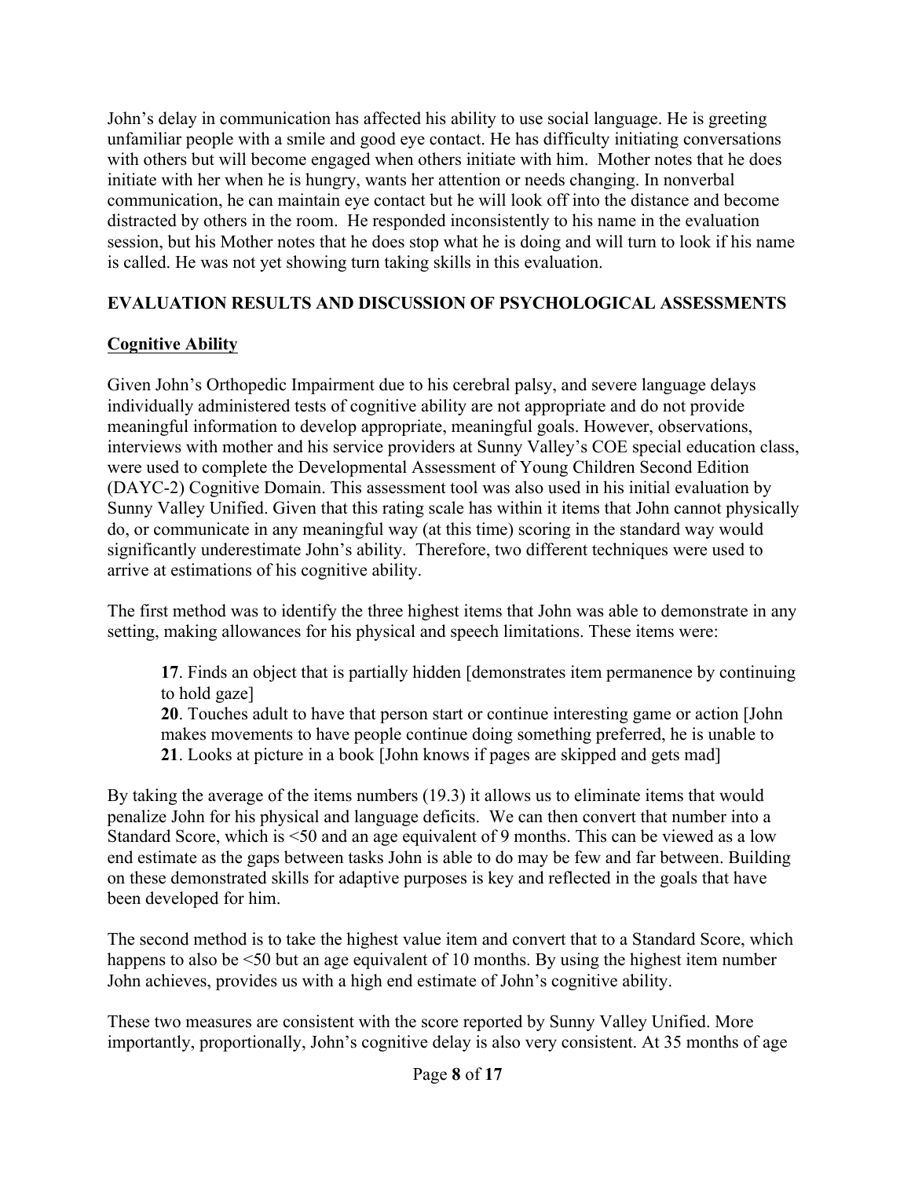John's delay in communication has affected his ability to use social language. He is greeting unfamiliar people with a smile and good eye contact. He has difficulty initiating conversations with others but will become engaged when others initiate with him. Mother notes that he does initiate with her when he is hungry, wants her attention or needs changing. In nonverbal communication, he can maintain eye contact but he will look off into the distance and become distracted by others in the room. He responded inconsistently to his name in the evaluation session, but his Mother notes that he does stop what he is doing and will turn to look if his name is called. He was not yet showing turn taking skills in this evaluation.

## EVALUATION RESULTS AND DISCUSSION OF PSYCHOLOGICAL ASSESSMENTS

### Cognitive Ability

Given John's Orthopedic Impairment due to his cerebral palsy, and severe language delays individually administered tests of cognitive ability are not appropriate and do not provide meaningful information to develop appropriate, meaningful goals. However, observations, interviews with mother and his service providers at Sunny Valley's COE special education class, were used to complete the Developmental Assessment of Young Children Second Edition (DAYC-2) Cognitive Domain. This assessment tool was also used in his initial evaluation by Sunny Valley Unified. Given that this rating scale has within it items that John cannot physically do, or communicate in any meaningful way (at this time) scoring in the standard way would significantly underestimate John's ability. Therefore, two different techniques were used to arrive at estimations of his cognitive ability.

The first method was to identify the three highest items that John was able to demonstrate in any setting, making allowances for his physical and speech limitations. These items were:

> **17**. Finds an object that is partially hidden [demonstrates item permanence by continuing to hold gaze]
> **20**. Touches adult to have that person start or continue interesting game or action [John makes movements to have people continue doing something preferred, he is unable to
> **21**. Looks at picture in a book [John knows if pages are skipped and gets mad]

By taking the average of the items numbers (19.3) it allows us to eliminate items that would penalize John for his physical and language deficits. We can then convert that number into a Standard Score, which is <50 and an age equivalent of 9 months. This can be viewed as a low end estimate as the gaps between tasks John is able to do may be few and far between. Building on these demonstrated skills for adaptive purposes is key and reflected in the goals that have been developed for him.

The second method is to take the highest value item and convert that to a Standard Score, which happens to also be <50 but an age equivalent of 10 months. By using the highest item number John achieves, provides us with a high end estimate of John's cognitive ability.

These two measures are consistent with the score reported by Sunny Valley Unified. More importantly, proportionally, John's cognitive delay is also very consistent. At 35 months of age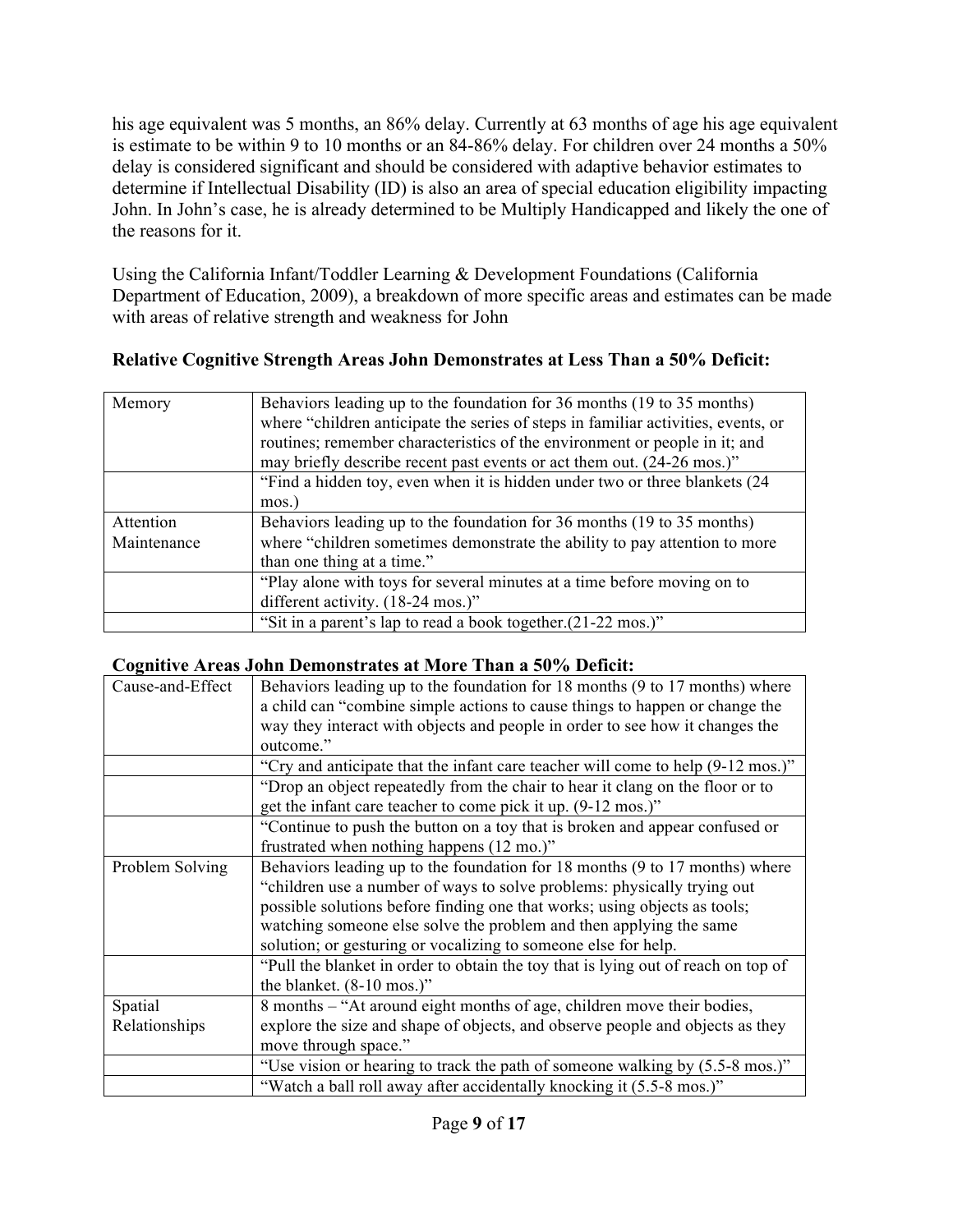his age equivalent was 5 months, an 86% delay. Currently at 63 months of age his age equivalent is estimate to be within 9 to 10 months or an 84-86% delay. For children over 24 months a 50% delay is considered significant and should be considered with adaptive behavior estimates to determine if Intellectual Disability (ID) is also an area of special education eligibility impacting John. In John's case, he is already determined to be Multiply Handicapped and likely the one of the reasons for it.

Using the California Infant/Toddler Learning & Development Foundations (California Department of Education, 2009), a breakdown of more specific areas and estimates can be made with areas of relative strength and weakness for John

**Relative Cognitive Strength Areas John Demonstrates at Less Than a 50% Deficit:**

| | |
|---|---|
| Memory | Behaviors leading up to the foundation for 36 months (19 to 35 months) where "children anticipate the series of steps in familiar activities, events, or routines; remember characteristics of the environment or people in it; and may briefly describe recent past events or act them out. (24-26 mos.)" |
| | "Find a hidden toy, even when it is hidden under two or three blankets (24 mos.) |
| Attention Maintenance | Behaviors leading up to the foundation for 36 months (19 to 35 months) where "children sometimes demonstrate the ability to pay attention to more than one thing at a time." |
| | "Play alone with toys for several minutes at a time before moving on to different activity. (18-24 mos.)" |
| | "Sit in a parent's lap to read a book together.(21-22 mos.)" |

**Cognitive Areas John Demonstrates at More Than a 50% Deficit:**

| | |
|---|---|
| Cause-and-Effect | Behaviors leading up to the foundation for 18 months (9 to 17 months) where a child can "combine simple actions to cause things to happen or change the way they interact with objects and people in order to see how it changes the outcome." |
| | "Cry and anticipate that the infant care teacher will come to help (9-12 mos.)" |
| | "Drop an object repeatedly from the chair to hear it clang on the floor or to get the infant care teacher to come pick it up. (9-12 mos.)" |
| | "Continue to push the button on a toy that is broken and appear confused or frustrated when nothing happens (12 mo.)" |
| Problem Solving | Behaviors leading up to the foundation for 18 months (9 to 17 months) where "children use a number of ways to solve problems: physically trying out possible solutions before finding one that works; using objects as tools; watching someone else solve the problem and then applying the same solution; or gesturing or vocalizing to someone else for help. |
| | "Pull the blanket in order to obtain the toy that is lying out of reach on top of the blanket. (8-10 mos.)" |
| Spatial Relationships | 8 months – "At around eight months of age, children move their bodies, explore the size and shape of objects, and observe people and objects as they move through space." |
| | "Use vision or hearing to track the path of someone walking by (5.5-8 mos.)" |
| | "Watch a ball roll away after accidentally knocking it (5.5-8 mos.)" |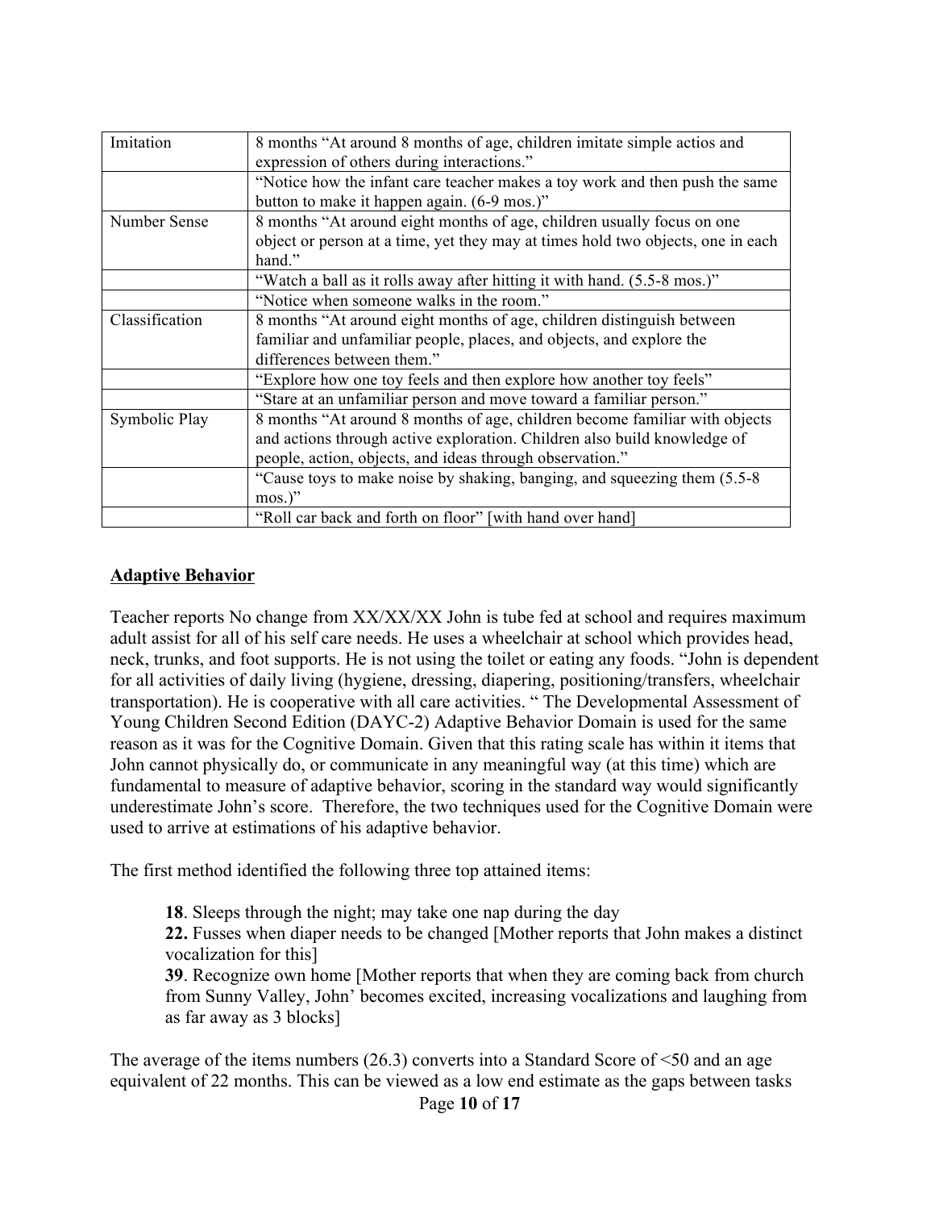| | |
|---|---|
| Imitation | 8 months "At around 8 months of age, children imitate simple actios and expression of others during interactions." |
| | "Notice how the infant care teacher makes a toy work and then push the same button to make it happen again. (6-9 mos.)" |
| Number Sense | 8 months "At around eight months of age, children usually focus on one object or person at a time, yet they may at times hold two objects, one in each hand." |
| | "Watch a ball as it rolls away after hitting it with hand. (5.5-8 mos.)" |
| | "Notice when someone walks in the room." |
| Classification | 8 months "At around eight months of age, children distinguish between familiar and unfamiliar people, places, and objects, and explore the differences between them." |
| | "Explore how one toy feels and then explore how another toy feels" |
| | "Stare at an unfamiliar person and move toward a familiar person." |
| Symbolic Play | 8 months "At around 8 months of age, children become familiar with objects and actions through active exploration. Children also build knowledge of people, action, objects, and ideas through observation." |
| | "Cause toys to make noise by shaking, banging, and squeezing them (5.5-8 mos.)" |
| | "Roll car back and forth on floor" [with hand over hand] |

## Adaptive Behavior

Teacher reports No change from XX/XX/XX John is tube fed at school and requires maximum adult assist for all of his self care needs. He uses a wheelchair at school which provides head, neck, trunks, and foot supports. He is not using the toilet or eating any foods. "John is dependent for all activities of daily living (hygiene, dressing, diapering, positioning/transfers, wheelchair transportation). He is cooperative with all care activities. " The Developmental Assessment of Young Children Second Edition (DAYC-2) Adaptive Behavior Domain is used for the same reason as it was for the Cognitive Domain. Given that this rating scale has within it items that John cannot physically do, or communicate in any meaningful way (at this time) which are fundamental to measure of adaptive behavior, scoring in the standard way would significantly underestimate John's score. Therefore, the two techniques used for the Cognitive Domain were used to arrive at estimations of his adaptive behavior.

The first method identified the following three top attained items:

> **18**. Sleeps through the night; may take one nap during the day
> **22.** Fusses when diaper needs to be changed [Mother reports that John makes a distinct vocalization for this]
> **39**. Recognize own home [Mother reports that when they are coming back from church from Sunny Valley, John' becomes excited, increasing vocalizations and laughing from as far away as 3 blocks]

The average of the items numbers (26.3) converts into a Standard Score of <50 and an age equivalent of 22 months. This can be viewed as a low end estimate as the gaps between tasks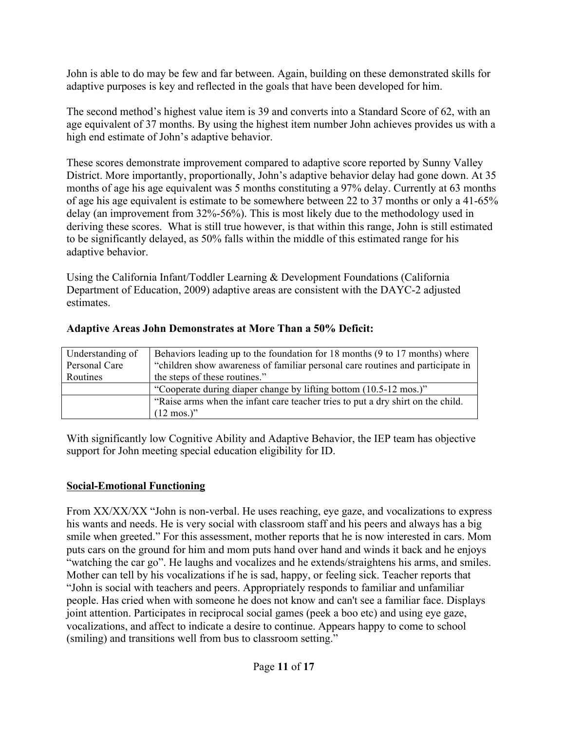John is able to do may be few and far between. Again, building on these demonstrated skills for adaptive purposes is key and reflected in the goals that have been developed for him.

The second method's highest value item is 39 and converts into a Standard Score of 62, with an age equivalent of 37 months. By using the highest item number John achieves provides us with a high end estimate of John's adaptive behavior.

These scores demonstrate improvement compared to adaptive score reported by Sunny Valley District. More importantly, proportionally, John's adaptive behavior delay had gone down. At 35 months of age his age equivalent was 5 months constituting a 97% delay. Currently at 63 months of age his age equivalent is estimate to be somewhere between 22 to 37 months or only a 41-65% delay (an improvement from 32%-56%). This is most likely due to the methodology used in deriving these scores. What is still true however, is that within this range, John is still estimated to be significantly delayed, as 50% falls within the middle of this estimated range for his adaptive behavior.

Using the California Infant/Toddler Learning & Development Foundations (California Department of Education, 2009) adaptive areas are consistent with the DAYC-2 adjusted estimates.

**Adaptive Areas John Demonstrates at More Than a 50% Deficit:**

| | |
|---|---|
| Understanding of Personal Care Routines | Behaviors leading up to the foundation for 18 months (9 to 17 months) where "children show awareness of familiar personal care routines and participate in the steps of these routines." |
| | "Cooperate during diaper change by lifting bottom (10.5-12 mos.)" |
| | "Raise arms when the infant care teacher tries to put a dry shirt on the child. (12 mos.)" |

With significantly low Cognitive Ability and Adaptive Behavior, the IEP team has objective support for John meeting special education eligibility for ID.

## Social-Emotional Functioning

From XX/XX/XX "John is non-verbal. He uses reaching, eye gaze, and vocalizations to express his wants and needs. He is very social with classroom staff and his peers and always has a big smile when greeted." For this assessment, mother reports that he is now interested in cars. Mom puts cars on the ground for him and mom puts hand over hand and winds it back and he enjoys "watching the car go". He laughs and vocalizes and he extends/straightens his arms, and smiles. Mother can tell by his vocalizations if he is sad, happy, or feeling sick. Teacher reports that "John is social with teachers and peers. Appropriately responds to familiar and unfamiliar people. Has cried when with someone he does not know and can't see a familiar face. Displays joint attention. Participates in reciprocal social games (peek a boo etc) and using eye gaze, vocalizations, and affect to indicate a desire to continue. Appears happy to come to school (smiling) and transitions well from bus to classroom setting."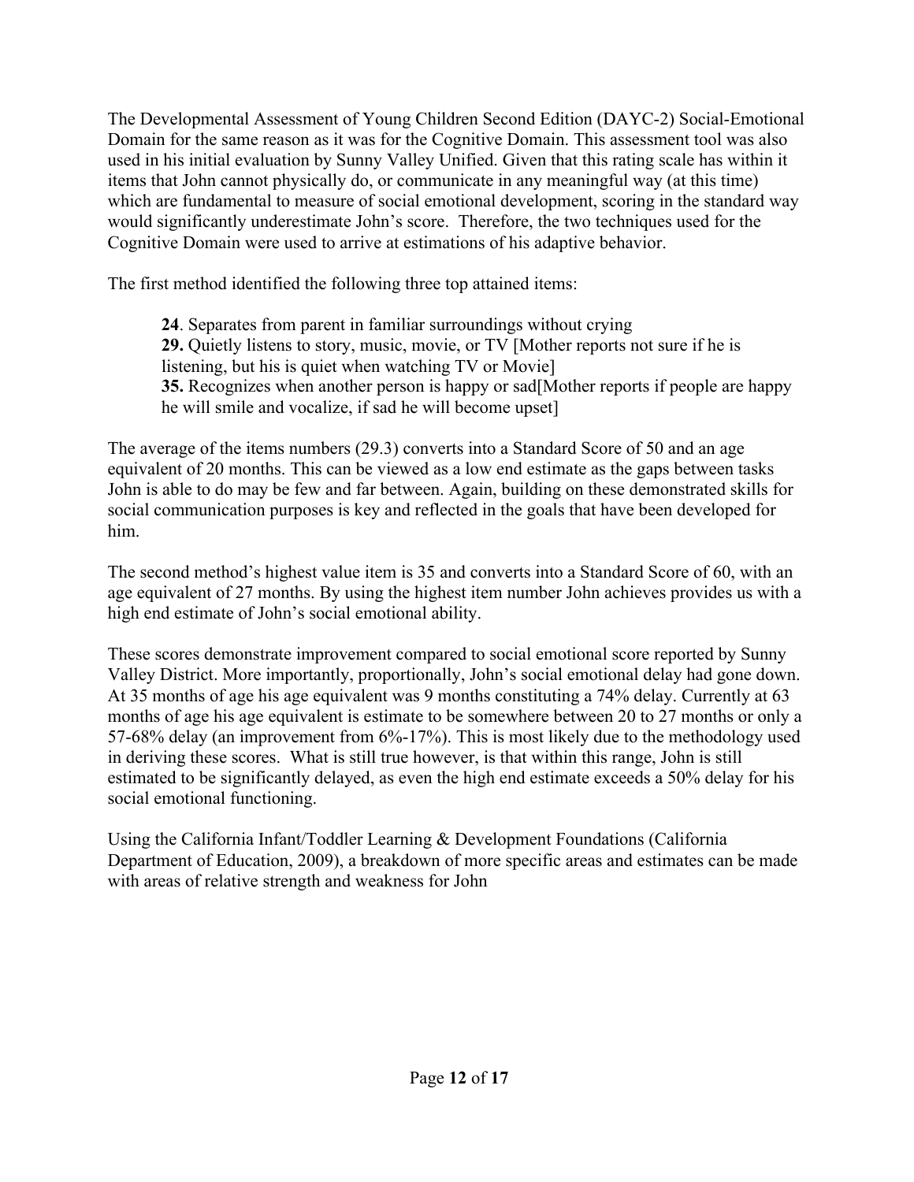The Developmental Assessment of Young Children Second Edition (DAYC-2) Social-Emotional Domain for the same reason as it was for the Cognitive Domain. This assessment tool was also used in his initial evaluation by Sunny Valley Unified. Given that this rating scale has within it items that John cannot physically do, or communicate in any meaningful way (at this time) which are fundamental to measure of social emotional development, scoring in the standard way would significantly underestimate John's score. Therefore, the two techniques used for the Cognitive Domain were used to arrive at estimations of his adaptive behavior.

The first method identified the following three top attained items:

> **24**. Separates from parent in familiar surroundings without crying
> **29.** Quietly listens to story, music, movie, or TV [Mother reports not sure if he is listening, but his is quiet when watching TV or Movie]
> **35.** Recognizes when another person is happy or sad[Mother reports if people are happy he will smile and vocalize, if sad he will become upset]

The average of the items numbers (29.3) converts into a Standard Score of 50 and an age equivalent of 20 months. This can be viewed as a low end estimate as the gaps between tasks John is able to do may be few and far between. Again, building on these demonstrated skills for social communication purposes is key and reflected in the goals that have been developed for him.

The second method's highest value item is 35 and converts into a Standard Score of 60, with an age equivalent of 27 months. By using the highest item number John achieves provides us with a high end estimate of John's social emotional ability.

These scores demonstrate improvement compared to social emotional score reported by Sunny Valley District. More importantly, proportionally, John's social emotional delay had gone down. At 35 months of age his age equivalent was 9 months constituting a 74% delay. Currently at 63 months of age his age equivalent is estimate to be somewhere between 20 to 27 months or only a 57-68% delay (an improvement from 6%-17%). This is most likely due to the methodology used in deriving these scores. What is still true however, is that within this range, John is still estimated to be significantly delayed, as even the high end estimate exceeds a 50% delay for his social emotional functioning.

Using the California Infant/Toddler Learning & Development Foundations (California Department of Education, 2009), a breakdown of more specific areas and estimates can be made with areas of relative strength and weakness for John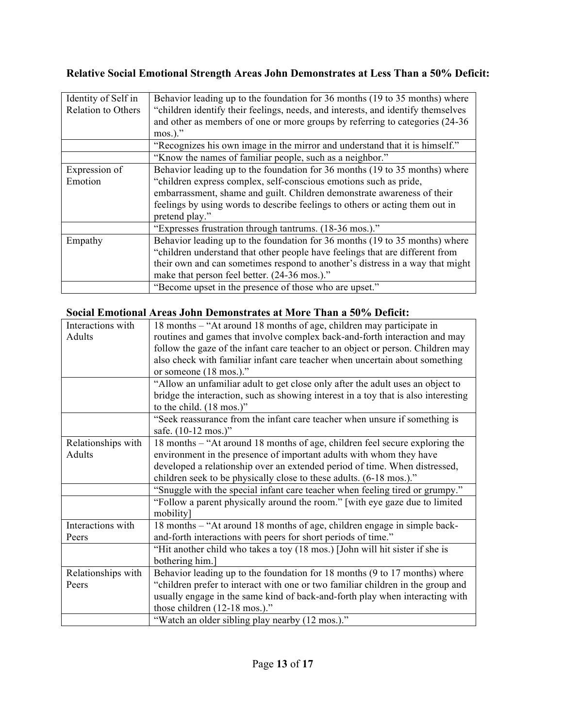**Relative Social Emotional Strength Areas John Demonstrates at Less Than a 50% Deficit:**

| | |
|---|---|
| Identity of Self in Relation to Others | Behavior leading up to the foundation for 36 months (19 to 35 months) where "children identify their feelings, needs, and interests, and identify themselves and other as members of one or more groups by referring to categories (24-36 mos.)." |
| | "Recognizes his own image in the mirror and understand that it is himself." |
| | "Know the names of familiar people, such as a neighbor." |
| Expression of Emotion | Behavior leading up to the foundation for 36 months (19 to 35 months) where "children express complex, self-conscious emotions such as pride, embarrassment, shame and guilt. Children demonstrate awareness of their feelings by using words to describe feelings to others or acting them out in pretend play." |
| | "Expresses frustration through tantrums. (18-36 mos.)." |
| Empathy | Behavior leading up to the foundation for 36 months (19 to 35 months) where "children understand that other people have feelings that are different from their own and can sometimes respond to another's distress in a way that might make that person feel better. (24-36 mos.)." |
| | "Become upset in the presence of those who are upset." |

**Social Emotional Areas John Demonstrates at More Than a 50% Deficit:**

| | |
|---|---|
| Interactions with Adults | 18 months – "At around 18 months of age, children may participate in routines and games that involve complex back-and-forth interaction and may follow the gaze of the infant care teacher to an object or person. Children may also check with familiar infant care teacher when uncertain about something or someone (18 mos.)." |
| | "Allow an unfamiliar adult to get close only after the adult uses an object to bridge the interaction, such as showing interest in a toy that is also interesting to the child. (18 mos.)" |
| | "Seek reassurance from the infant care teacher when unsure if something is safe. (10-12 mos.)" |
| Relationships with Adults | 18 months – "At around 18 months of age, children feel secure exploring the environment in the presence of important adults with whom they have developed a relationship over an extended period of time. When distressed, children seek to be physically close to these adults. (6-18 mos.)." |
| | "Snuggle with the special infant care teacher when feeling tired or grumpy." |
| | "Follow a parent physically around the room." [with eye gaze due to limited mobility] |
| Interactions with Peers | 18 months – "At around 18 months of age, children engage in simple back-and-forth interactions with peers for short periods of time." |
| | "Hit another child who takes a toy (18 mos.) [John will hit sister if she is bothering him.] |
| Relationships with Peers | Behavior leading up to the foundation for 18 months (9 to 17 months) where "children prefer to interact with one or two familiar children in the group and usually engage in the same kind of back-and-forth play when interacting with those children (12-18 mos.)." |
| | "Watch an older sibling play nearby (12 mos.)." |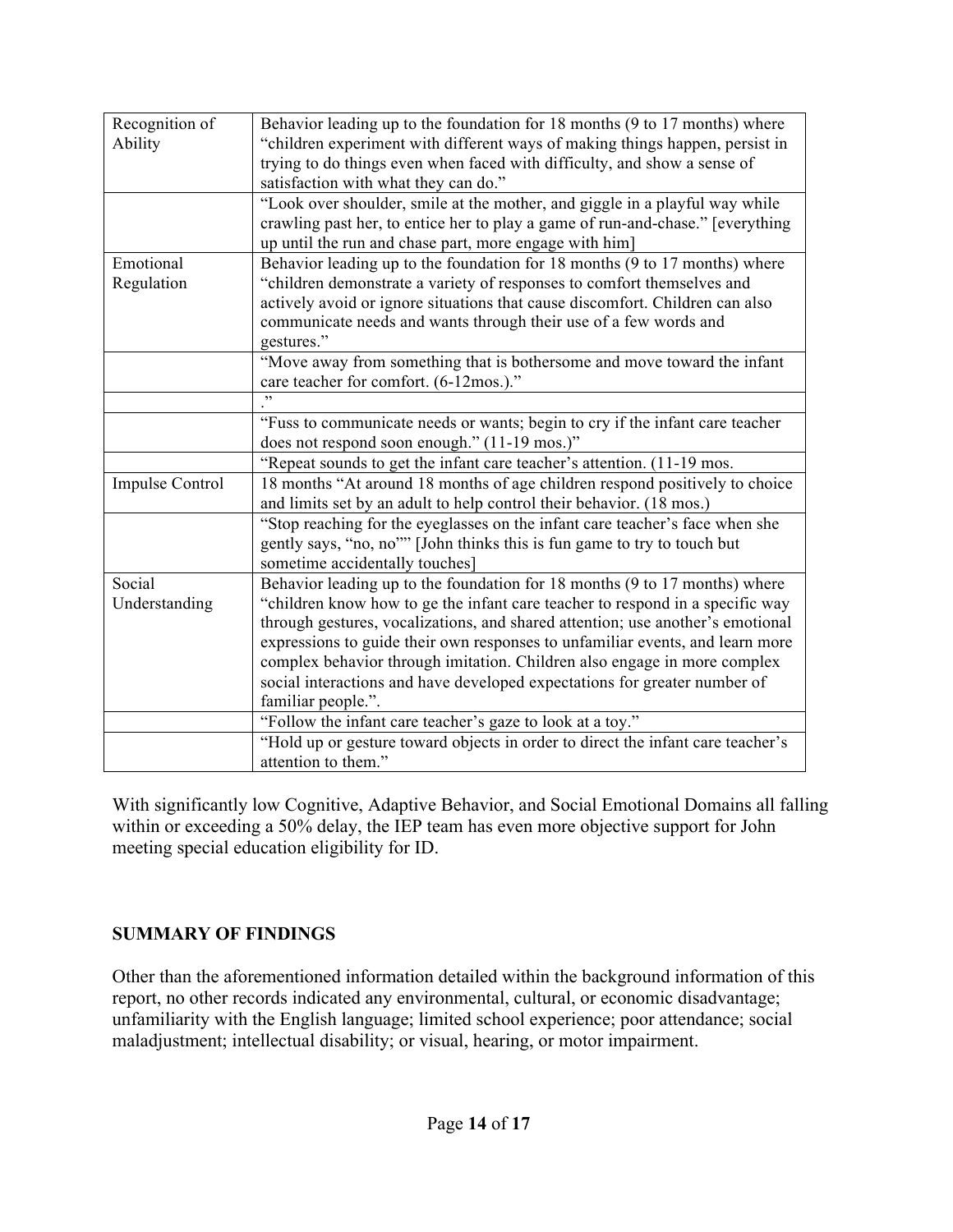| | |
|---|---|
| Recognition of Ability | Behavior leading up to the foundation for 18 months (9 to 17 months) where "children experiment with different ways of making things happen, persist in trying to do things even when faced with difficulty, and show a sense of satisfaction with what they can do." |
| | "Look over shoulder, smile at the mother, and giggle in a playful way while crawling past her, to entice her to play a game of run-and-chase." [everything up until the run and chase part, more engage with him] |
| Emotional Regulation | Behavior leading up to the foundation for 18 months (9 to 17 months) where "children demonstrate a variety of responses to comfort themselves and actively avoid or ignore situations that cause discomfort. Children can also communicate needs and wants through their use of a few words and gestures." |
| | "Move away from something that is bothersome and move toward the infant care teacher for comfort. (6-12mos.)." |
| | ." |
| | "Fuss to communicate needs or wants; begin to cry if the infant care teacher does not respond soon enough." (11-19 mos.)" |
| | "Repeat sounds to get the infant care teacher's attention. (11-19 mos. |
| Impulse Control | 18 months "At around 18 months of age children respond positively to choice and limits set by an adult to help control their behavior. (18 mos.) |
| | "Stop reaching for the eyeglasses on the infant care teacher's face when she gently says, "no, no"" [John thinks this is fun game to try to touch but sometime accidentally touches] |
| Social Understanding | Behavior leading up to the foundation for 18 months (9 to 17 months) where "children know how to ge the infant care teacher to respond in a specific way through gestures, vocalizations, and shared attention; use another's emotional expressions to guide their own responses to unfamiliar events, and learn more complex behavior through imitation. Children also engage in more complex social interactions and have developed expectations for greater number of familiar people.". |
| | "Follow the infant care teacher's gaze to look at a toy." |
| | "Hold up or gesture toward objects in order to direct the infant care teacher's attention to them." |

With significantly low Cognitive, Adaptive Behavior, and Social Emotional Domains all falling within or exceeding a 50% delay, the IEP team has even more objective support for John meeting special education eligibility for ID.

**SUMMARY OF FINDINGS**

Other than the aforementioned information detailed within the background information of this report, no other records indicated any environmental, cultural, or economic disadvantage; unfamiliarity with the English language; limited school experience; poor attendance; social maladjustment; intellectual disability; or visual, hearing, or motor impairment.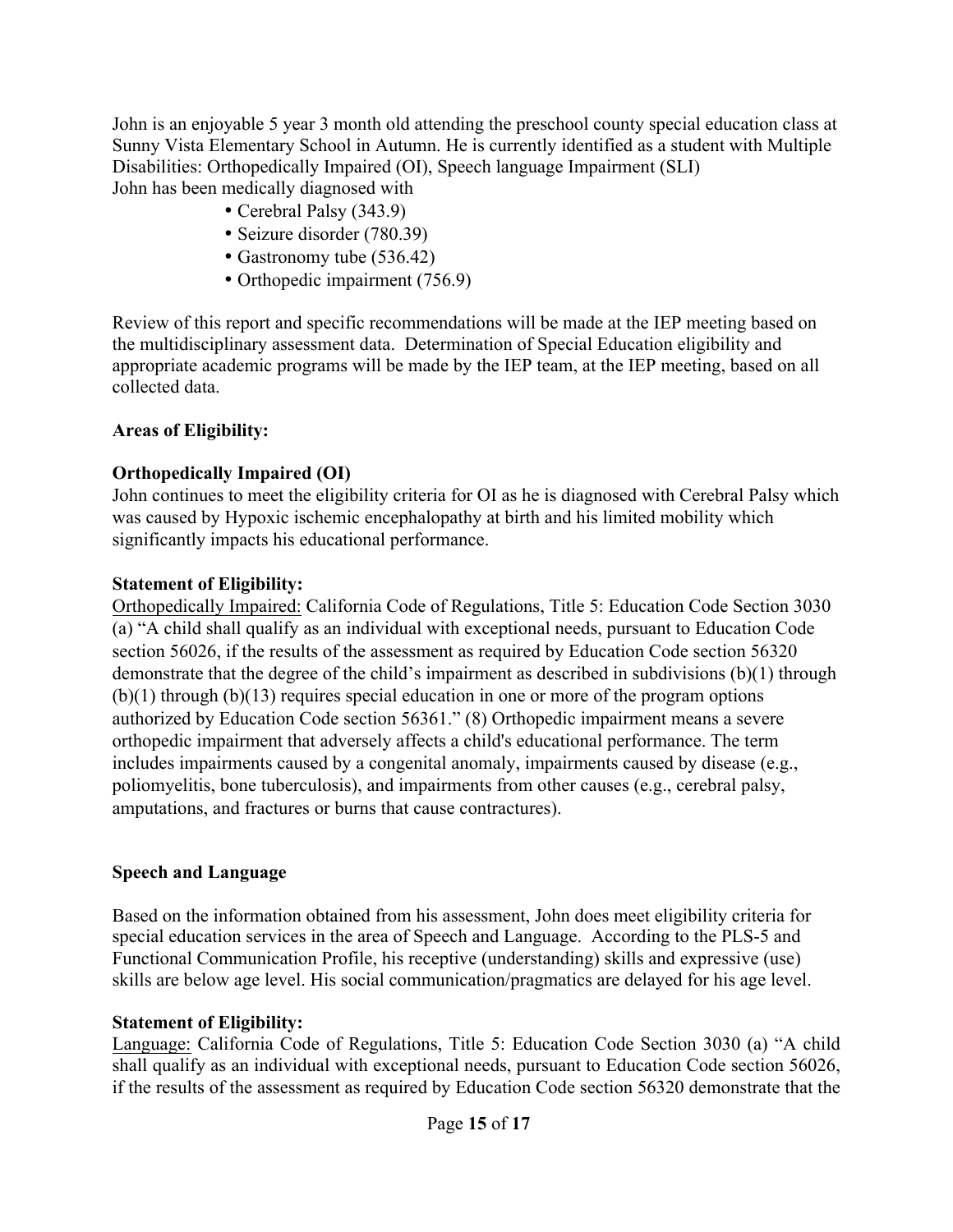John is an enjoyable 5 year 3 month old attending the preschool county special education class at Sunny Vista Elementary School in Autumn. He is currently identified as a student with Multiple Disabilities: Orthopedically Impaired (OI), Speech language Impairment (SLI)
John has been medically diagnosed with

- Cerebral Palsy (343.9)
- Seizure disorder (780.39)
- Gastronomy tube (536.42)
- Orthopedic impairment (756.9)

Review of this report and specific recommendations will be made at the IEP meeting based on the multidisciplinary assessment data. Determination of Special Education eligibility and appropriate academic programs will be made by the IEP team, at the IEP meeting, based on all collected data.

**Areas of Eligibility:**

**Orthopedically Impaired (OI)**
John continues to meet the eligibility criteria for OI as he is diagnosed with Cerebral Palsy which was caused by Hypoxic ischemic encephalopathy at birth and his limited mobility which significantly impacts his educational performance.

**Statement of Eligibility:**
Orthopedically Impaired: California Code of Regulations, Title 5: Education Code Section 3030 (a) "A child shall qualify as an individual with exceptional needs, pursuant to Education Code section 56026, if the results of the assessment as required by Education Code section 56320 demonstrate that the degree of the child's impairment as described in subdivisions (b)(1) through (b)(1) through (b)(13) requires special education in one or more of the program options authorized by Education Code section 56361." (8) Orthopedic impairment means a severe orthopedic impairment that adversely affects a child's educational performance. The term includes impairments caused by a congenital anomaly, impairments caused by disease (e.g., poliomyelitis, bone tuberculosis), and impairments from other causes (e.g., cerebral palsy, amputations, and fractures or burns that cause contractures).

**Speech and Language**

Based on the information obtained from his assessment, John does meet eligibility criteria for special education services in the area of Speech and Language. According to the PLS-5 and Functional Communication Profile, his receptive (understanding) skills and expressive (use) skills are below age level. His social communication/pragmatics are delayed for his age level.

**Statement of Eligibility:**
Language: California Code of Regulations, Title 5: Education Code Section 3030 (a) "A child shall qualify as an individual with exceptional needs, pursuant to Education Code section 56026, if the results of the assessment as required by Education Code section 56320 demonstrate that the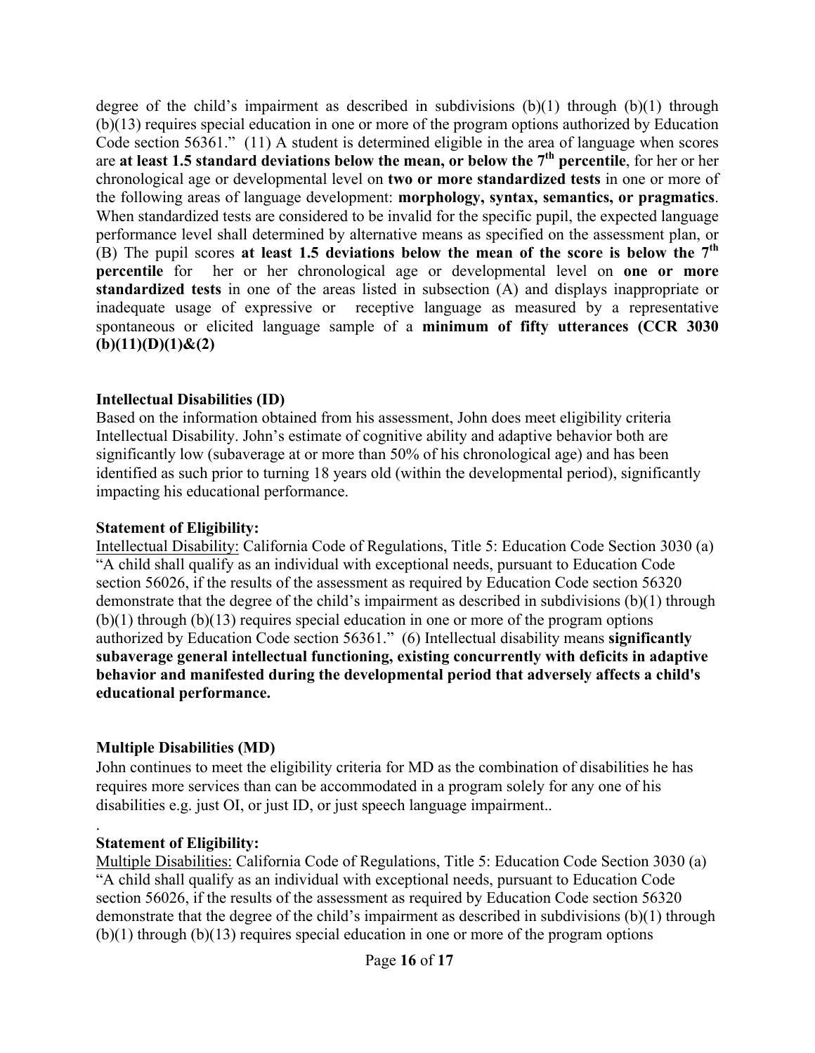degree of the child's impairment as described in subdivisions (b)(1) through (b)(1) through (b)(13) requires special education in one or more of the program options authorized by Education Code section 56361." (11) A student is determined eligible in the area of language when scores are **at least 1.5 standard deviations below the mean, or below the 7th percentile**, for her or her chronological age or developmental level on **two or more standardized tests** in one or more of the following areas of language development: **morphology, syntax, semantics, or pragmatics**. When standardized tests are considered to be invalid for the specific pupil, the expected language performance level shall determined by alternative means as specified on the assessment plan, or (B) The pupil scores **at least 1.5 deviations below the mean of the score is below the 7th percentile** for her or her chronological age or developmental level on **one or more standardized tests** in one of the areas listed in subsection (A) and displays inappropriate or inadequate usage of expressive or receptive language as measured by a representative spontaneous or elicited language sample of a **minimum of fifty utterances (CCR 3030 (b)(11)(D)(1)&(2)**

**Intellectual Disabilities (ID)**

Based on the information obtained from his assessment, John does meet eligibility criteria Intellectual Disability. John's estimate of cognitive ability and adaptive behavior both are significantly low (subaverage at or more than 50% of his chronological age) and has been identified as such prior to turning 18 years old (within the developmental period), significantly impacting his educational performance.

**Statement of Eligibility:**

Intellectual Disability: California Code of Regulations, Title 5: Education Code Section 3030 (a) "A child shall qualify as an individual with exceptional needs, pursuant to Education Code section 56026, if the results of the assessment as required by Education Code section 56320 demonstrate that the degree of the child's impairment as described in subdivisions (b)(1) through (b)(1) through (b)(13) requires special education in one or more of the program options authorized by Education Code section 56361." (6) Intellectual disability means **significantly subaverage general intellectual functioning, existing concurrently with deficits in adaptive behavior and manifested during the developmental period that adversely affects a child's educational performance.**

**Multiple Disabilities (MD)**

John continues to meet the eligibility criteria for MD as the combination of disabilities he has requires more services than can be accommodated in a program solely for any one of his disabilities e.g. just OI, or just ID, or just speech language impairment..

.

**Statement of Eligibility:**

Multiple Disabilities: California Code of Regulations, Title 5: Education Code Section 3030 (a) "A child shall qualify as an individual with exceptional needs, pursuant to Education Code section 56026, if the results of the assessment as required by Education Code section 56320 demonstrate that the degree of the child's impairment as described in subdivisions (b)(1) through (b)(1) through (b)(13) requires special education in one or more of the program options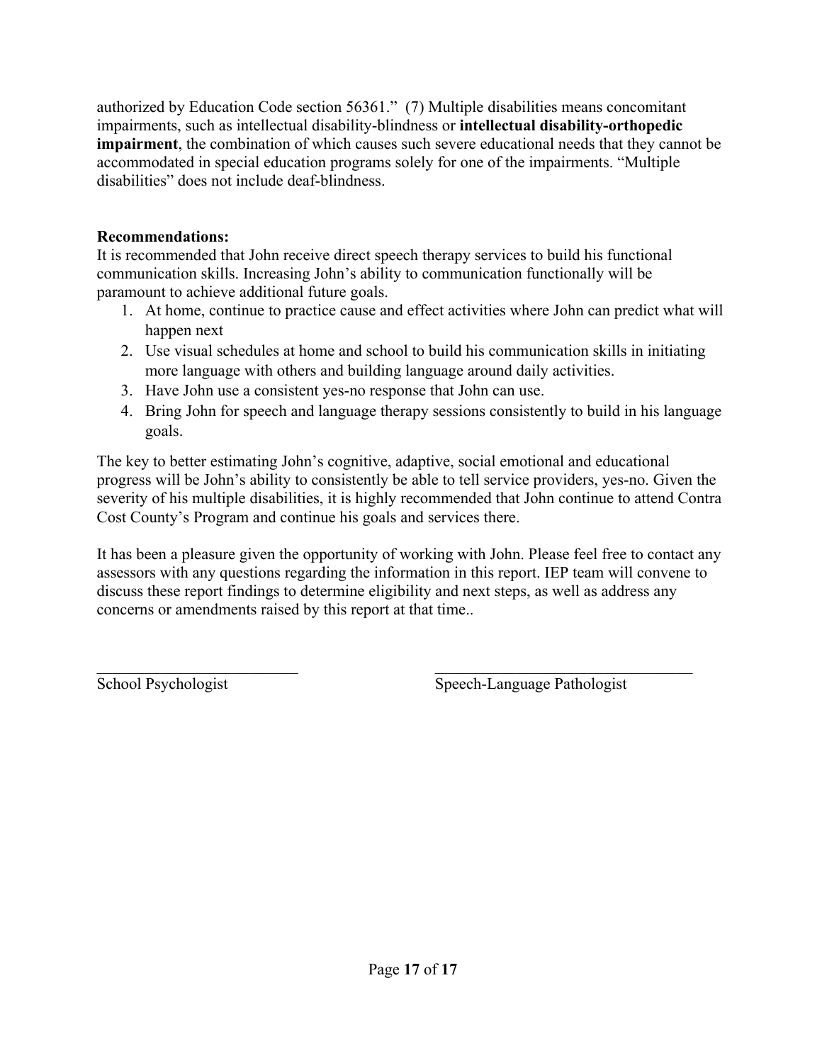authorized by Education Code section 56361." (7) Multiple disabilities means concomitant impairments, such as intellectual disability-blindness or **intellectual disability-orthopedic impairment**, the combination of which causes such severe educational needs that they cannot be accommodated in special education programs solely for one of the impairments. "Multiple disabilities" does not include deaf-blindness.

**Recommendations:**

It is recommended that John receive direct speech therapy services to build his functional communication skills. Increasing John's ability to communication functionally will be paramount to achieve additional future goals.

1. At home, continue to practice cause and effect activities where John can predict what will happen next
2. Use visual schedules at home and school to build his communication skills in initiating more language with others and building language around daily activities.
3. Have John use a consistent yes-no response that John can use.
4. Bring John for speech and language therapy sessions consistently to build in his language goals.

The key to better estimating John's cognitive, adaptive, social emotional and educational progress will be John's ability to consistently be able to tell service providers, yes-no. Given the severity of his multiple disabilities, it is highly recommended that John continue to attend Contra Cost County's Program and continue his goals and services there.

It has been a pleasure given the opportunity of working with John. Please feel free to contact any assessors with any questions regarding the information in this report. IEP team will convene to discuss these report findings to determine eligibility and next steps, as well as address any concerns or amendments raised by this report at that time..

| | |
|---|---|
| ______________________ | ______________________ |
| School Psychologist | Speech-Language Pathologist |